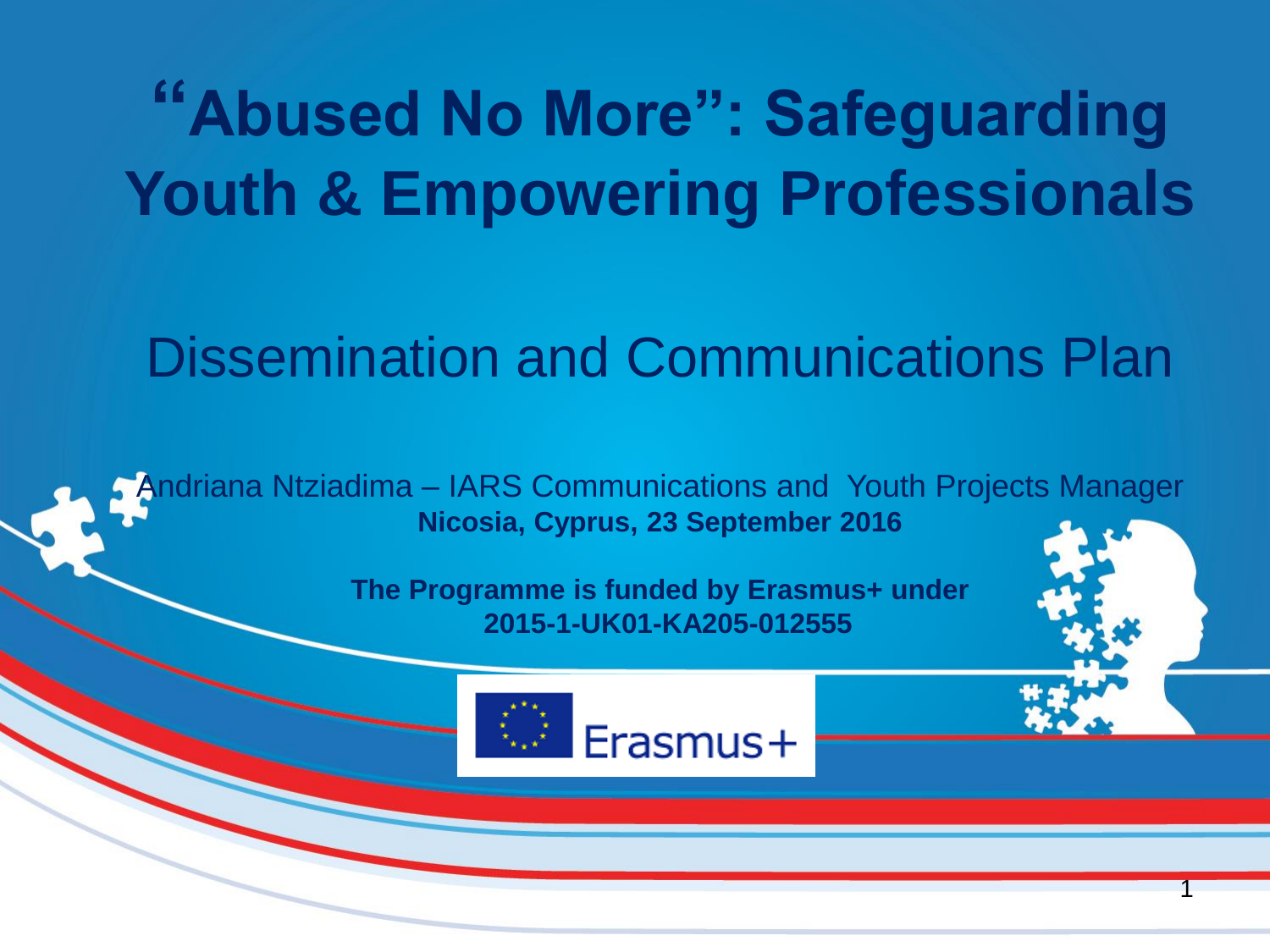# "Abused No More": Safeguarding Youth & Empowering Professionals

## Dissemination and Communications Plan

Andriana Ntziadima – IARS Communications and Youth Projects Manager

**Nicosia, Cyprus, 23 September 2016**

**The Programme is funded by Erasmus+ under 2015-1-UK01-KA205-012555**

Erasmus+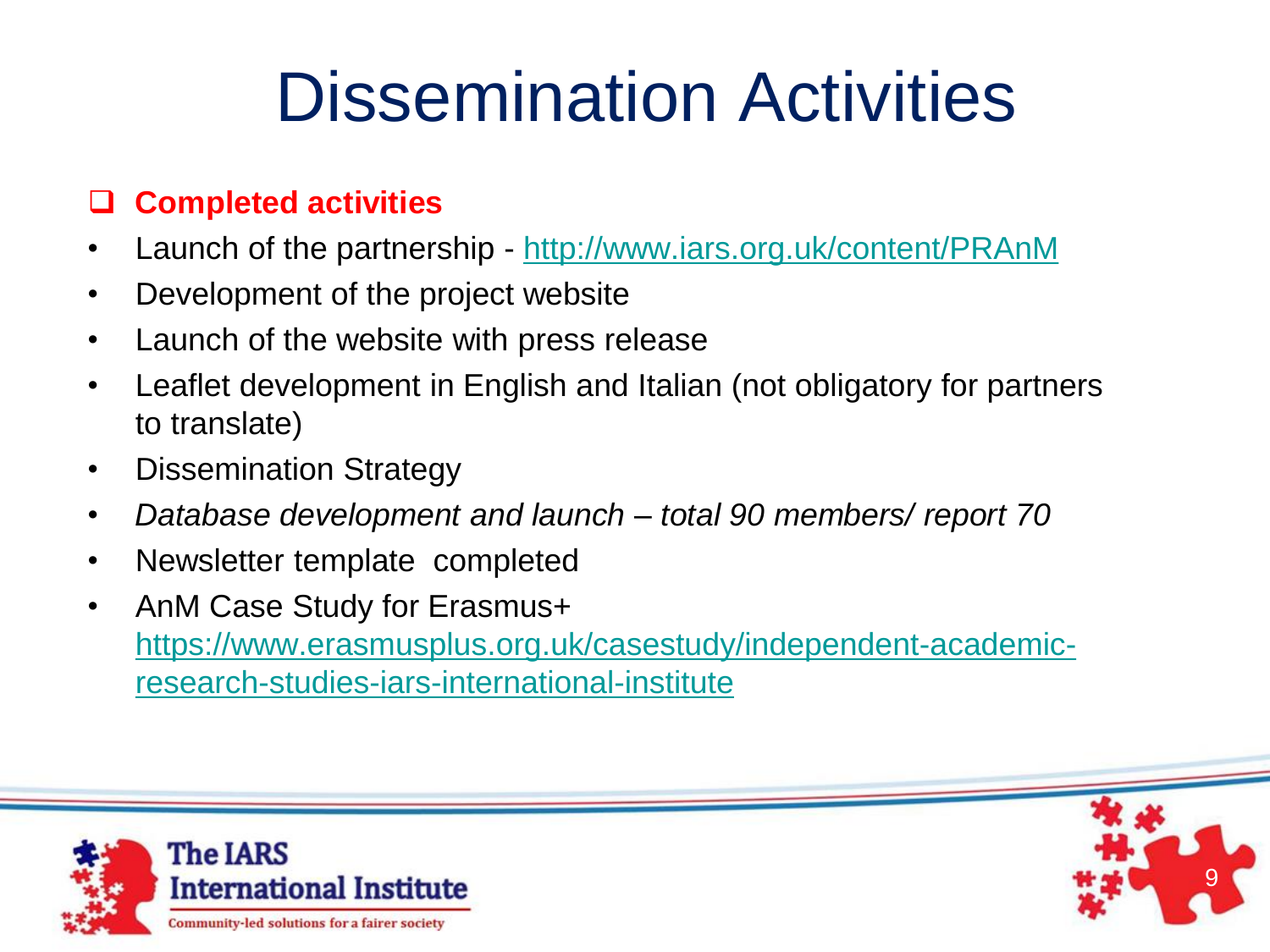# Dissemination Activities

- **Completed activities**
- Launch of the partnership - http://www.iars.org.uk/content/PRAnM
- Development of the project website
- Launch of the website with press release
- Leaflet development in English and Italian (not obligatory for partners to translate)
- Dissemination Strategy
- *Database development and launch – total 90 members/ report 70*
- Newsletter template completed
- AnM Case Study for Erasmus+ https://www.erasmusplus.org.uk/casestudy/independent-academic-research-studies-iars-international-institute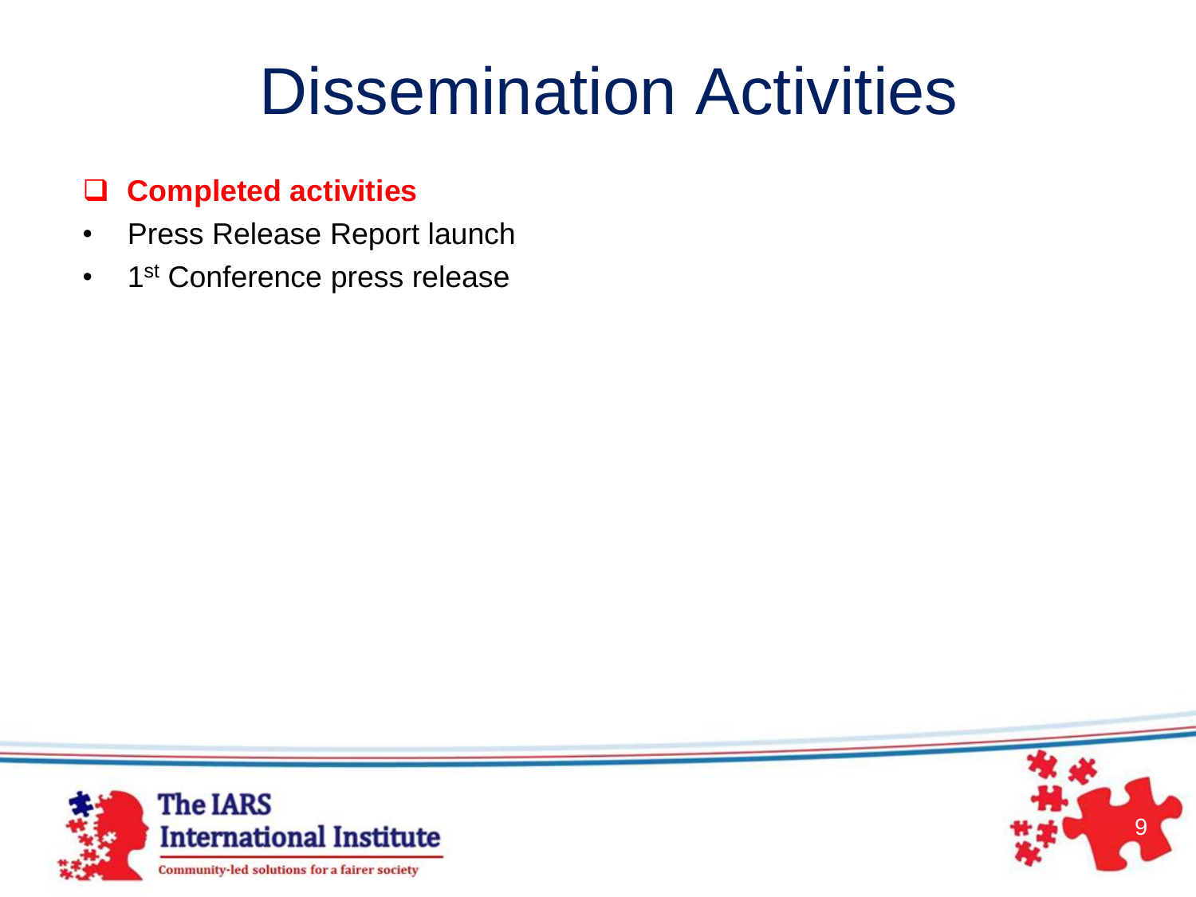# Dissemination Activities

- **Completed activities**

- Press Release Report launch
- 1st Conference press release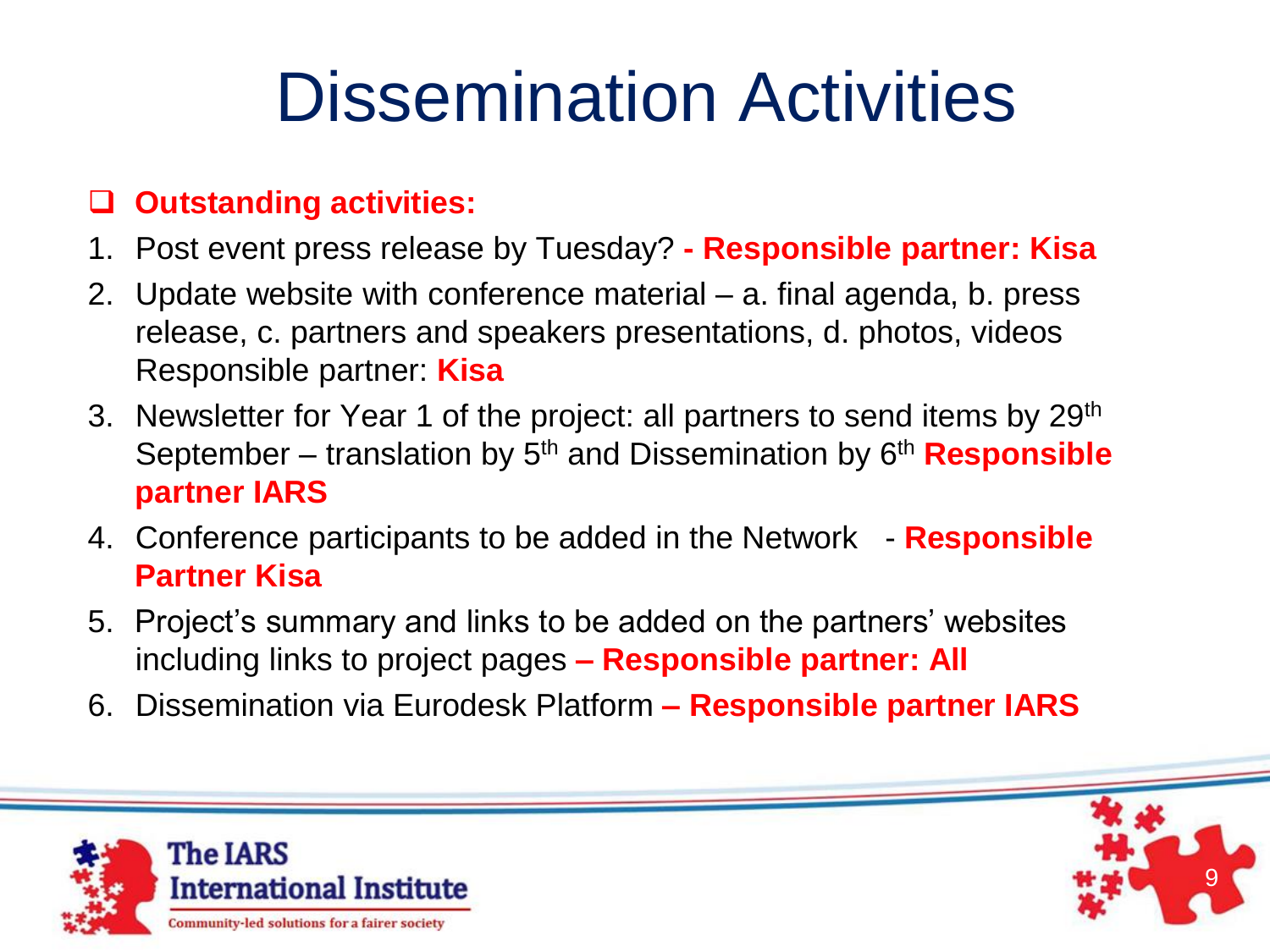# Dissemination Activities

- **Outstanding activities:**

1. Post event press release by Tuesday? **- Responsible partner: Kisa**
2. Update website with conference material – a. final agenda, b. press release, c. partners and speakers presentations, d. photos, videos Responsible partner: **Kisa**
3. Newsletter for Year 1 of the project: all partners to send items by 29th September – translation by 5th and Dissemination by 6th **Responsible partner IARS**
4. Conference participants to be added in the Network - **Responsible Partner Kisa**
5. Project's summary and links to be added on the partners' websites including links to project pages **– Responsible partner: All**
6. Dissemination via Eurodesk Platform **– Responsible partner IARS**

The IARS International Institute
Community-led solutions for a fairer society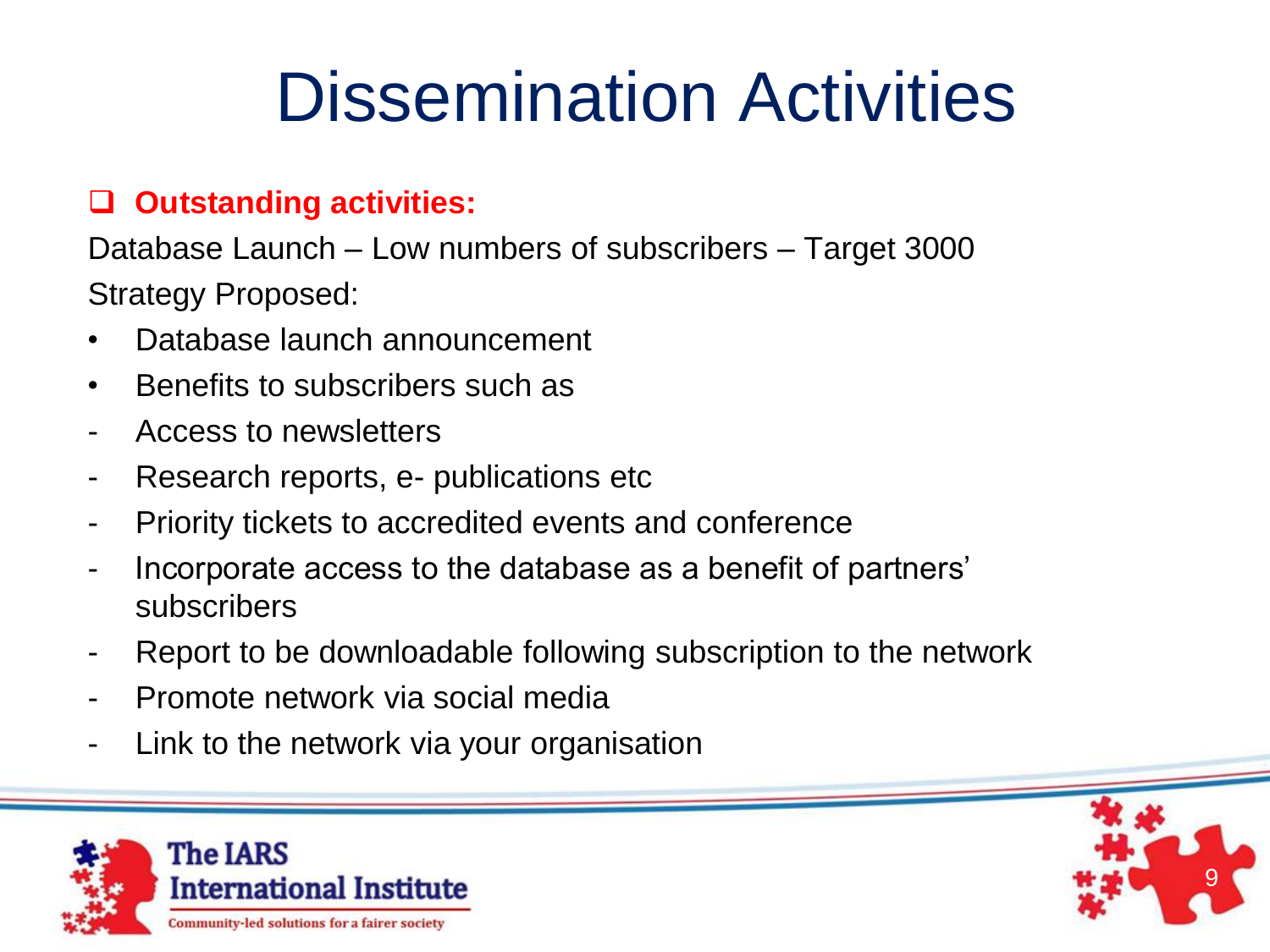# Dissemination Activities

- **Outstanding activities:**

Database Launch – Low numbers of subscribers – Target 3000

Strategy Proposed:

- Database launch announcement
- Benefits to subscribers such as
- Access to newsletters
- Research reports, e- publications etc
- Priority tickets to accredited events and conference
- Incorporate access to the database as a benefit of partners' subscribers
- Report to be downloadable following subscription to the network
- Promote network via social media
- Link to the network via your organisation

The IARS International Institute

Community-led solutions for a fairer society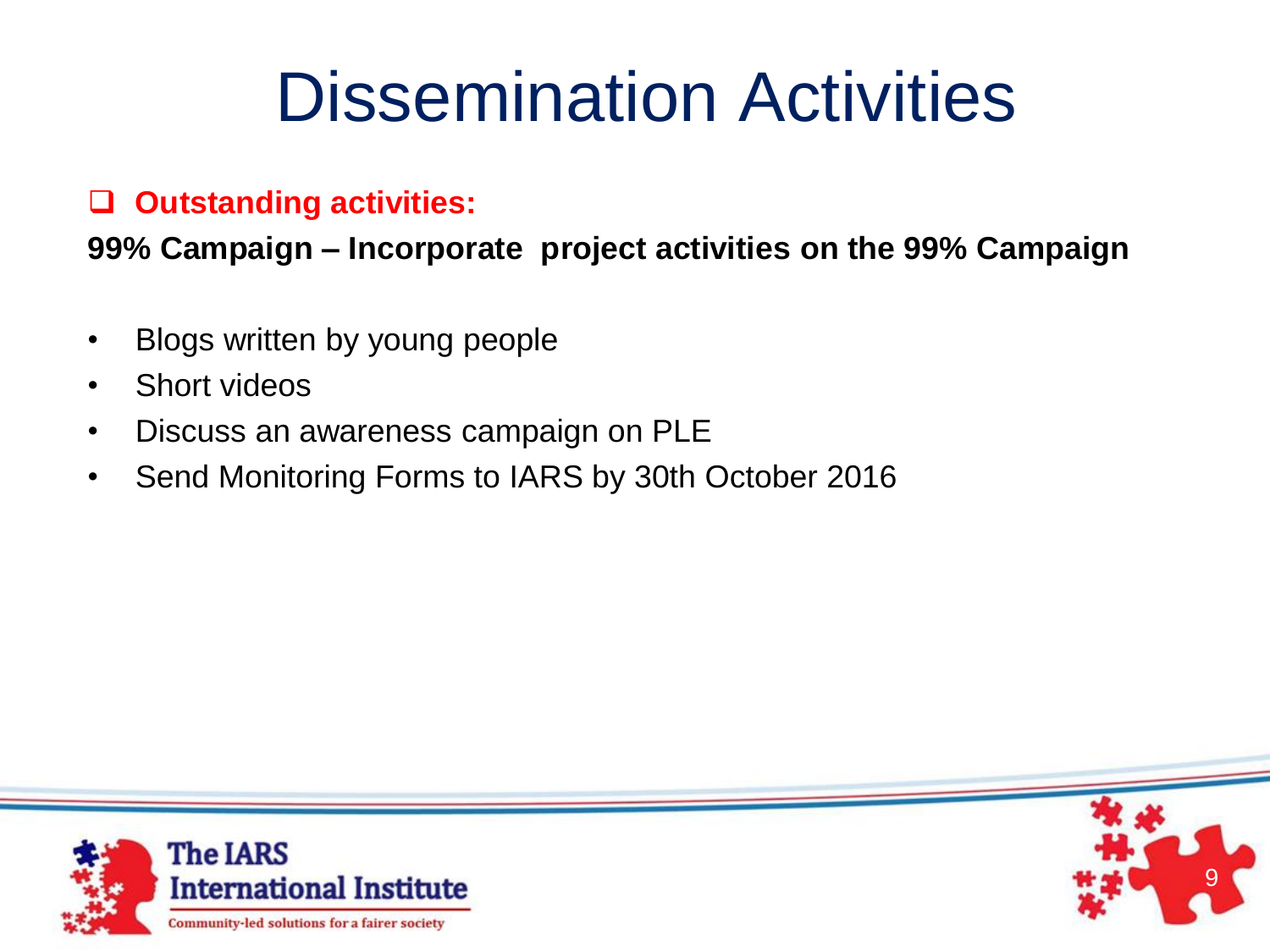# Dissemination Activities

- **Outstanding activities:**

**99% Campaign – Incorporate project activities on the 99% Campaign**

- Blogs written by young people
- Short videos
- Discuss an awareness campaign on PLE
- Send Monitoring Forms to IARS by 30th October 2016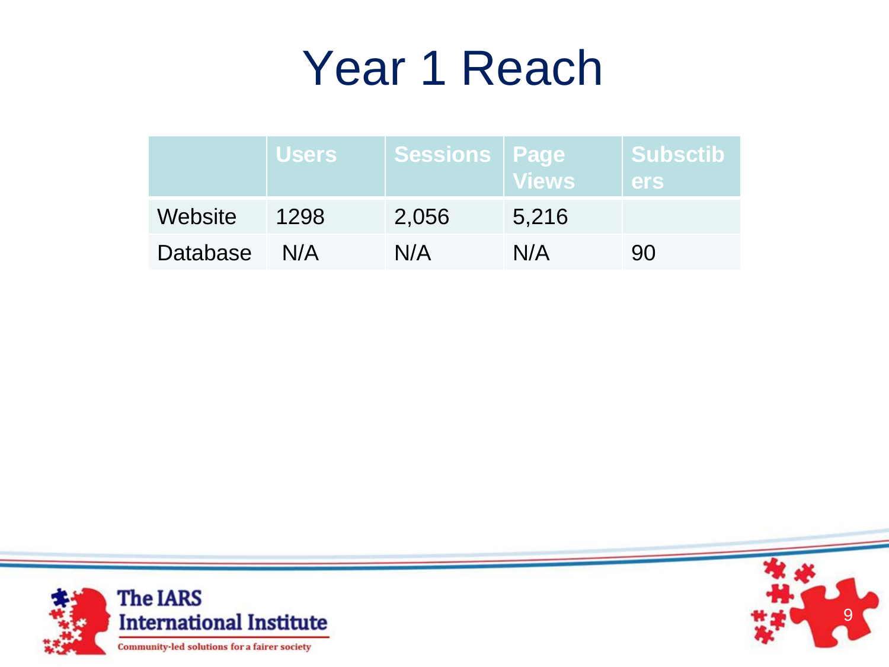# Year 1 Reach

| | Users | Sessions | Page Views | Subsctibers |
|---|---|---|---|---|
| Website | 1298 | 2,056 | 5,216 | |
| Database | N/A | N/A | N/A | 90 |

The IARS International Institute

Community-led solutions for a fairer society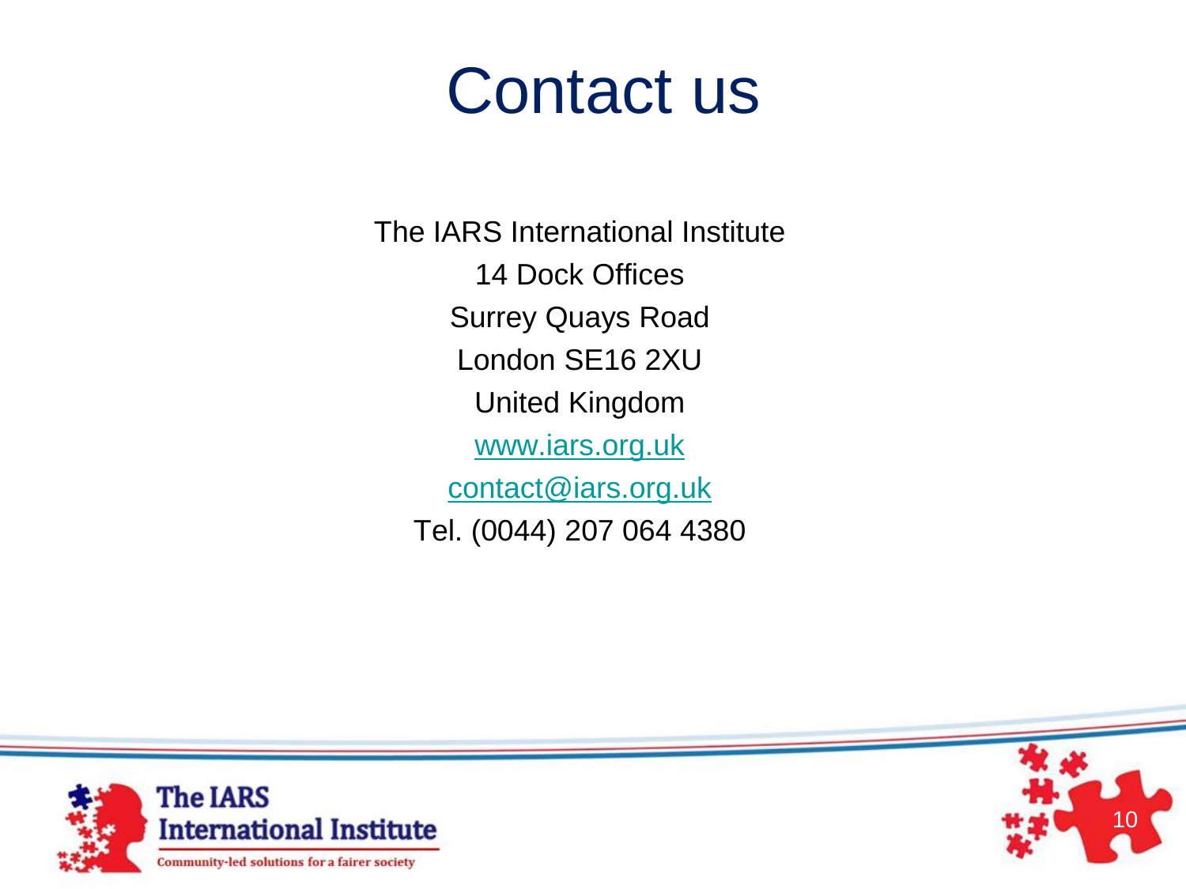# Contact us

The IARS International Institute

14 Dock Offices

Surrey Quays Road

London SE16 2XU

United Kingdom

www.iars.org.uk

contact@iars.org.uk

Tel. (0044) 207 064 4380